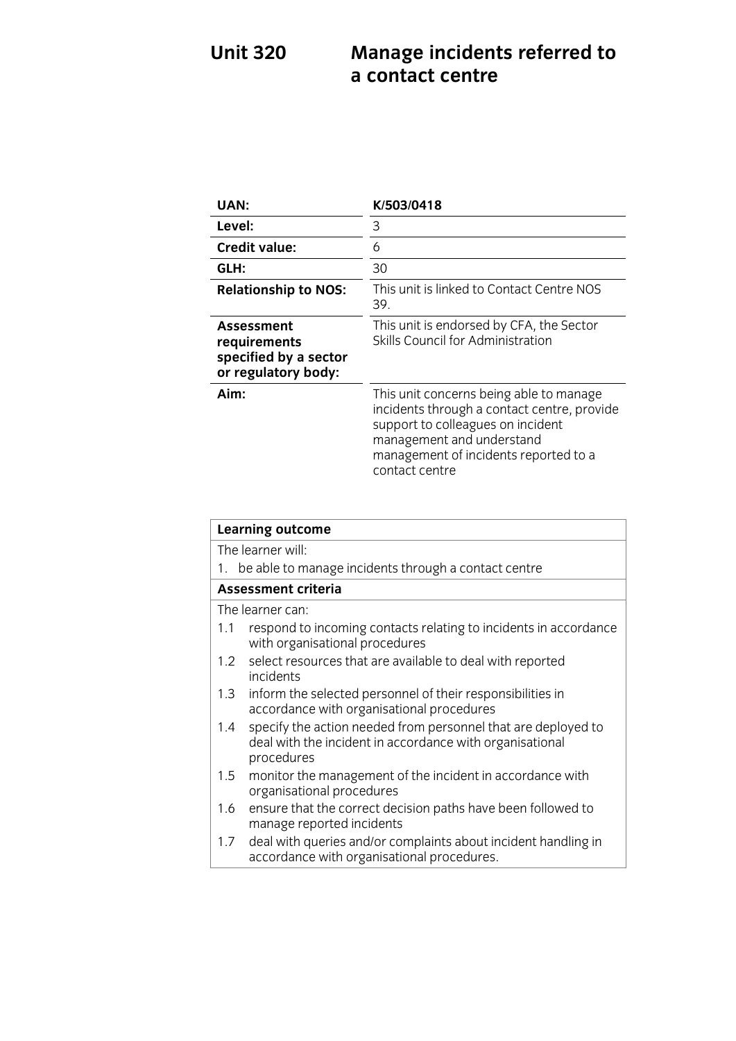# Unit 320 Manage incidents referred to a contact centre

| | |
|---|---|
| **UAN:** | **K/503/0418** |
| **Level:** | 3 |
| **Credit value:** | 6 |
| **GLH:** | 30 |
| **Relationship to NOS:** | This unit is linked to Contact Centre NOS 39. |
| **Assessment requirements specified by a sector or regulatory body:** | This unit is endorsed by CFA, the Sector Skills Council for Administration |
| **Aim:** | This unit concerns being able to manage incidents through a contact centre, provide support to colleagues on incident management and understand management of incidents reported to a contact centre |

| **Learning outcome** |
|---|
| The learner will: |
| 1. be able to manage incidents through a contact centre |
| **Assessment criteria** |
| The learner can: |
| 1.1 respond to incoming contacts relating to incidents in accordance with organisational procedures |
| 1.2 select resources that are available to deal with reported incidents |
| 1.3 inform the selected personnel of their responsibilities in accordance with organisational procedures |
| 1.4 specify the action needed from personnel that are deployed to deal with the incident in accordance with organisational procedures |
| 1.5 monitor the management of the incident in accordance with organisational procedures |
| 1.6 ensure that the correct decision paths have been followed to manage reported incidents |
| 1.7 deal with queries and/or complaints about incident handling in accordance with organisational procedures. |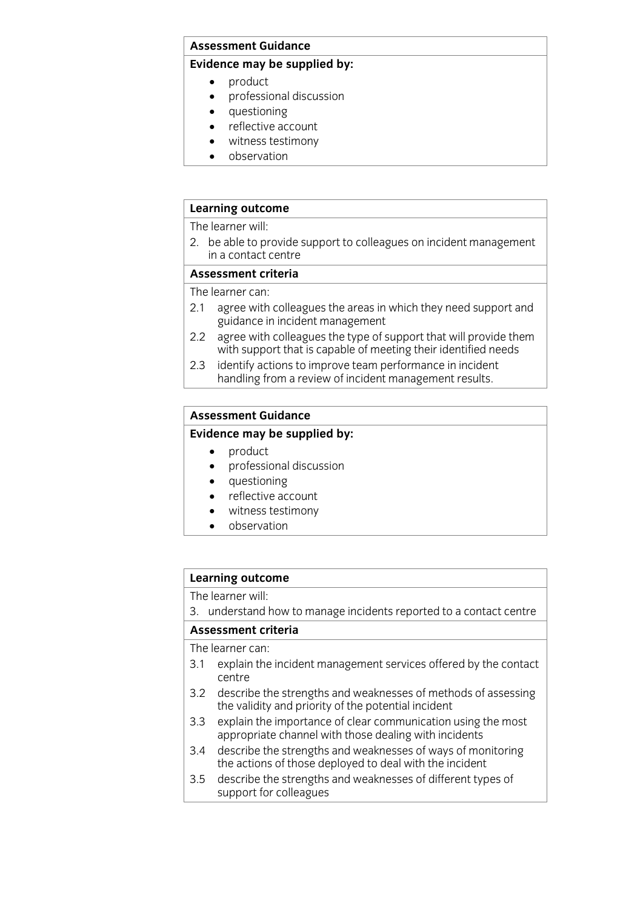| **Assessment Guidance** |
| --- |
| **Evidence may be supplied by:**<br>• product<br>• professional discussion<br>• questioning<br>• reflective account<br>• witness testimony<br>• observation |

| **Learning outcome** |
| --- |
| The learner will:<br>2. be able to provide support to colleagues on incident management in a contact centre |
| **Assessment criteria** |
| The learner can:<br>2.1 agree with colleagues the areas in which they need support and guidance in incident management<br>2.2 agree with colleagues the type of support that will provide them with support that is capable of meeting their identified needs<br>2.3 identify actions to improve team performance in incident handling from a review of incident management results. |

| **Assessment Guidance** |
| --- |
| **Evidence may be supplied by:**<br>• product<br>• professional discussion<br>• questioning<br>• reflective account<br>• witness testimony<br>• observation |

| **Learning outcome** |
| --- |
| The learner will:<br>3. understand how to manage incidents reported to a contact centre |
| **Assessment criteria** |
| The learner can:<br>3.1 explain the incident management services offered by the contact centre<br>3.2 describe the strengths and weaknesses of methods of assessing the validity and priority of the potential incident<br>3.3 explain the importance of clear communication using the most appropriate channel with those dealing with incidents<br>3.4 describe the strengths and weaknesses of ways of monitoring the actions of those deployed to deal with the incident<br>3.5 describe the strengths and weaknesses of different types of support for colleagues |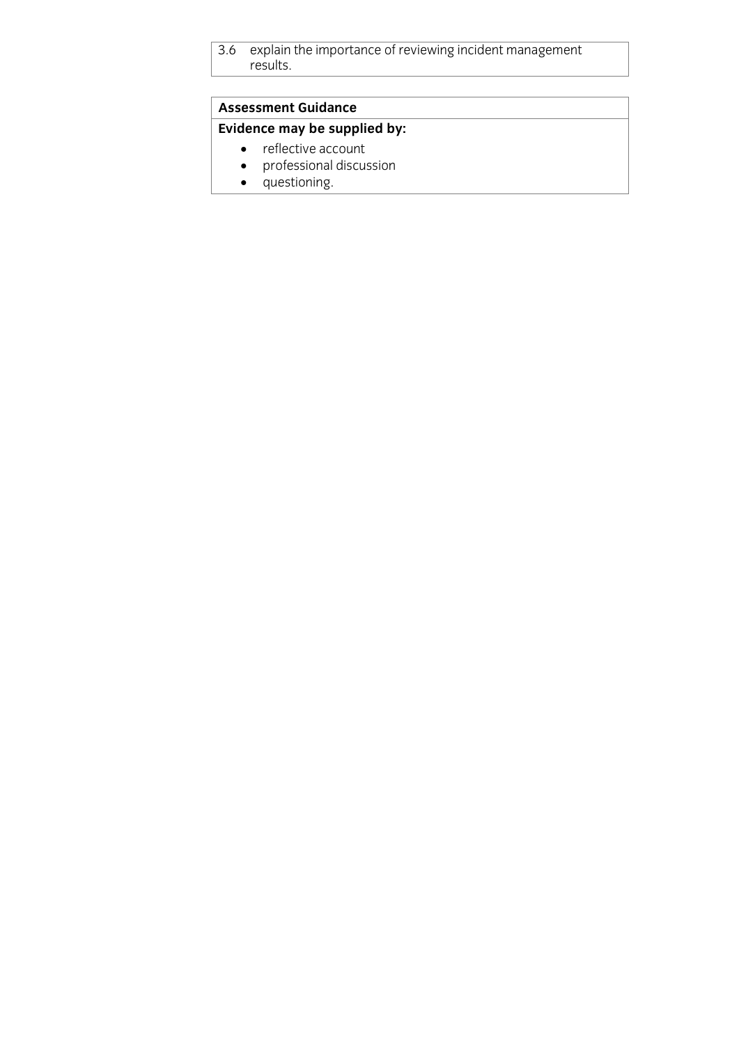| | |
|---|---|
| 3.6 | explain the importance of reviewing incident management results. |

| **Assessment Guidance** |
|---|
| **Evidence may be supplied by:**<br>• reflective account<br>• professional discussion<br>• questioning. |